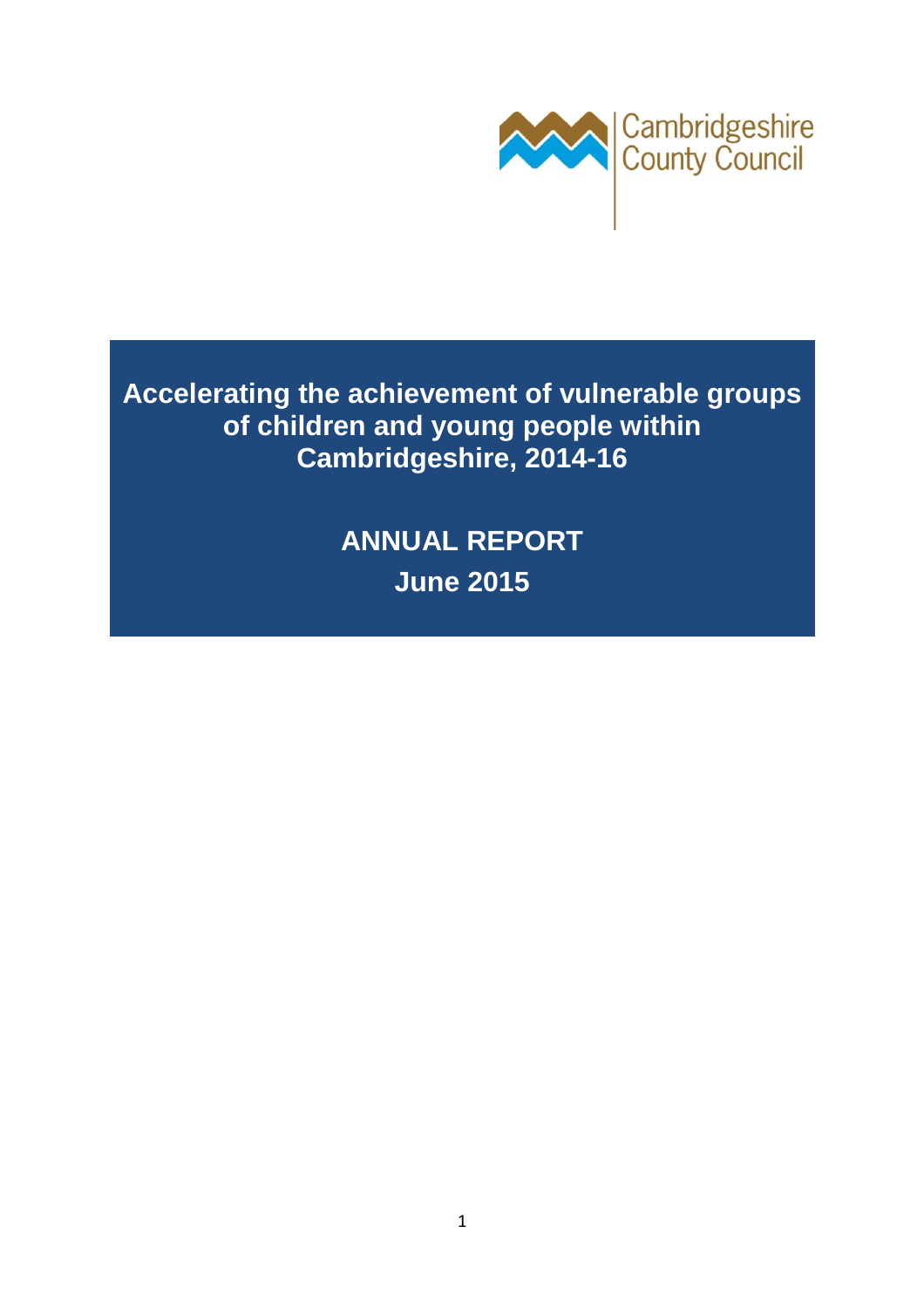Cambridgeshire County Council

# Accelerating the achievement of vulnerable groups of children and young people within Cambridgeshire, 2014-16

## ANNUAL REPORT

## June 2015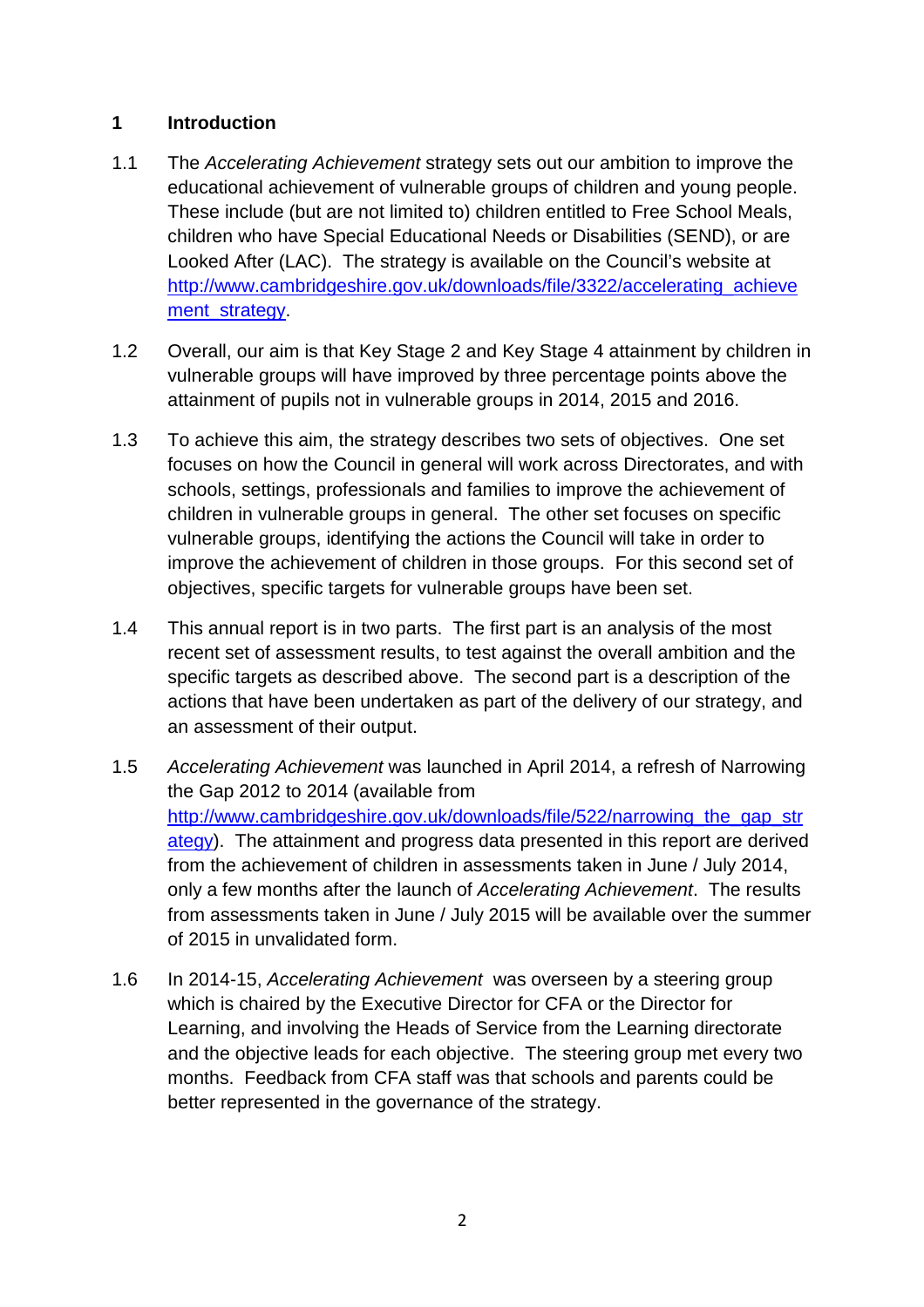## 1 Introduction

1.1 The *Accelerating Achievement* strategy sets out our ambition to improve the educational achievement of vulnerable groups of children and young people. These include (but are not limited to) children entitled to Free School Meals, children who have Special Educational Needs or Disabilities (SEND), or are Looked After (LAC). The strategy is available on the Council's website at [http://www.cambridgeshire.gov.uk/downloads/file/3322/accelerating_achievement_strategy](http://www.cambridgeshire.gov.uk/downloads/file/3322/accelerating_achievement_strategy).

1.2 Overall, our aim is that Key Stage 2 and Key Stage 4 attainment by children in vulnerable groups will have improved by three percentage points above the attainment of pupils not in vulnerable groups in 2014, 2015 and 2016.

1.3 To achieve this aim, the strategy describes two sets of objectives. One set focuses on how the Council in general will work across Directorates, and with schools, settings, professionals and families to improve the achievement of children in vulnerable groups in general. The other set focuses on specific vulnerable groups, identifying the actions the Council will take in order to improve the achievement of children in those groups. For this second set of objectives, specific targets for vulnerable groups have been set.

1.4 This annual report is in two parts. The first part is an analysis of the most recent set of assessment results, to test against the overall ambition and the specific targets as described above. The second part is a description of the actions that have been undertaken as part of the delivery of our strategy, and an assessment of their output.

1.5 *Accelerating Achievement* was launched in April 2014, a refresh of Narrowing the Gap 2012 to 2014 (available from [http://www.cambridgeshire.gov.uk/downloads/file/522/narrowing_the_gap_strategy](http://www.cambridgeshire.gov.uk/downloads/file/522/narrowing_the_gap_strategy)). The attainment and progress data presented in this report are derived from the achievement of children in assessments taken in June / July 2014, only a few months after the launch of *Accelerating Achievement*. The results from assessments taken in June / July 2015 will be available over the summer of 2015 in unvalidated form.

1.6 In 2014-15, *Accelerating Achievement* was overseen by a steering group which is chaired by the Executive Director for CFA or the Director for Learning, and involving the Heads of Service from the Learning directorate and the objective leads for each objective. The steering group met every two months. Feedback from CFA staff was that schools and parents could be better represented in the governance of the strategy.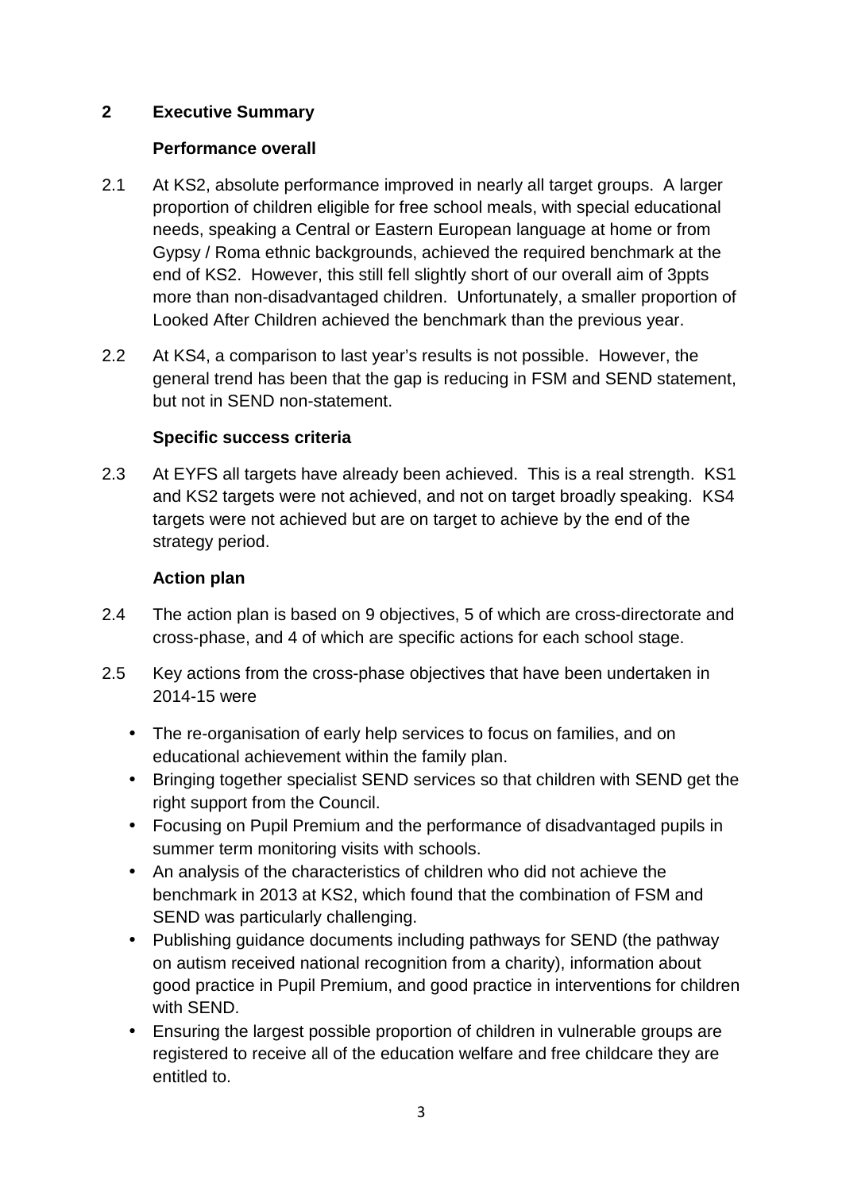## 2 Executive Summary

### Performance overall

2.1 At KS2, absolute performance improved in nearly all target groups. A larger proportion of children eligible for free school meals, with special educational needs, speaking a Central or Eastern European language at home or from Gypsy / Roma ethnic backgrounds, achieved the required benchmark at the end of KS2. However, this still fell slightly short of our overall aim of 3ppts more than non-disadvantaged children. Unfortunately, a smaller proportion of Looked After Children achieved the benchmark than the previous year.

2.2 At KS4, a comparison to last year's results is not possible. However, the general trend has been that the gap is reducing in FSM and SEND statement, but not in SEND non-statement.

### Specific success criteria

2.3 At EYFS all targets have already been achieved. This is a real strength. KS1 and KS2 targets were not achieved, and not on target broadly speaking. KS4 targets were not achieved but are on target to achieve by the end of the strategy period.

### Action plan

2.4 The action plan is based on 9 objectives, 5 of which are cross-directorate and cross-phase, and 4 of which are specific actions for each school stage.

2.5 Key actions from the cross-phase objectives that have been undertaken in 2014-15 were

- The re-organisation of early help services to focus on families, and on educational achievement within the family plan.
- Bringing together specialist SEND services so that children with SEND get the right support from the Council.
- Focusing on Pupil Premium and the performance of disadvantaged pupils in summer term monitoring visits with schools.
- An analysis of the characteristics of children who did not achieve the benchmark in 2013 at KS2, which found that the combination of FSM and SEND was particularly challenging.
- Publishing guidance documents including pathways for SEND (the pathway on autism received national recognition from a charity), information about good practice in Pupil Premium, and good practice in interventions for children with SEND.
- Ensuring the largest possible proportion of children in vulnerable groups are registered to receive all of the education welfare and free childcare they are entitled to.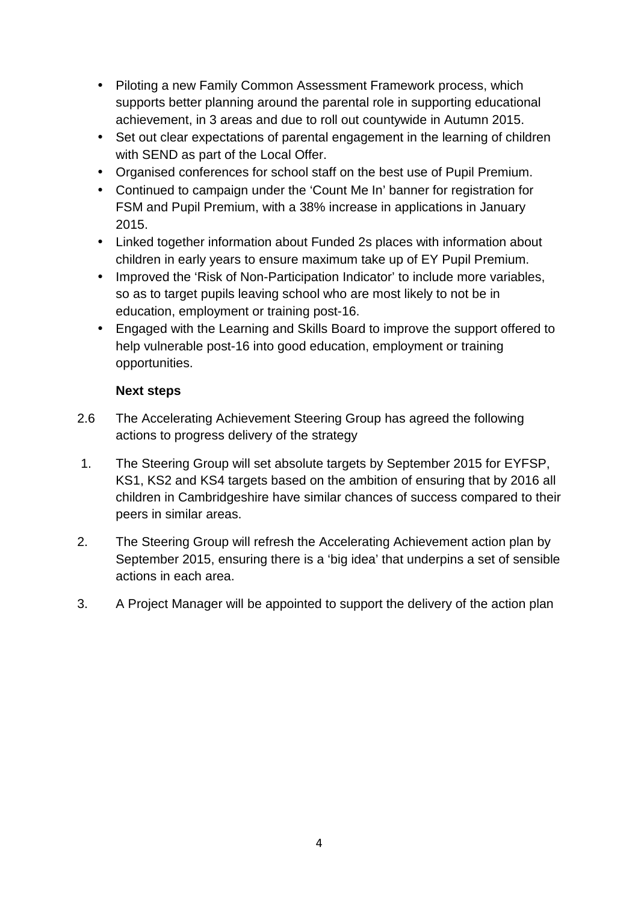- Piloting a new Family Common Assessment Framework process, which supports better planning around the parental role in supporting educational achievement, in 3 areas and due to roll out countywide in Autumn 2015.
- Set out clear expectations of parental engagement in the learning of children with SEND as part of the Local Offer.
- Organised conferences for school staff on the best use of Pupil Premium.
- Continued to campaign under the 'Count Me In' banner for registration for FSM and Pupil Premium, with a 38% increase in applications in January 2015.
- Linked together information about Funded 2s places with information about children in early years to ensure maximum take up of EY Pupil Premium.
- Improved the 'Risk of Non-Participation Indicator' to include more variables, so as to target pupils leaving school who are most likely to not be in education, employment or training post-16.
- Engaged with the Learning and Skills Board to improve the support offered to help vulnerable post-16 into good education, employment or training opportunities.

**Next steps**

2.6 The Accelerating Achievement Steering Group has agreed the following actions to progress delivery of the strategy

1. The Steering Group will set absolute targets by September 2015 for EYFSP, KS1, KS2 and KS4 targets based on the ambition of ensuring that by 2016 all children in Cambridgeshire have similar chances of success compared to their peers in similar areas.

2. The Steering Group will refresh the Accelerating Achievement action plan by September 2015, ensuring there is a 'big idea' that underpins a set of sensible actions in each area.

3. A Project Manager will be appointed to support the delivery of the action plan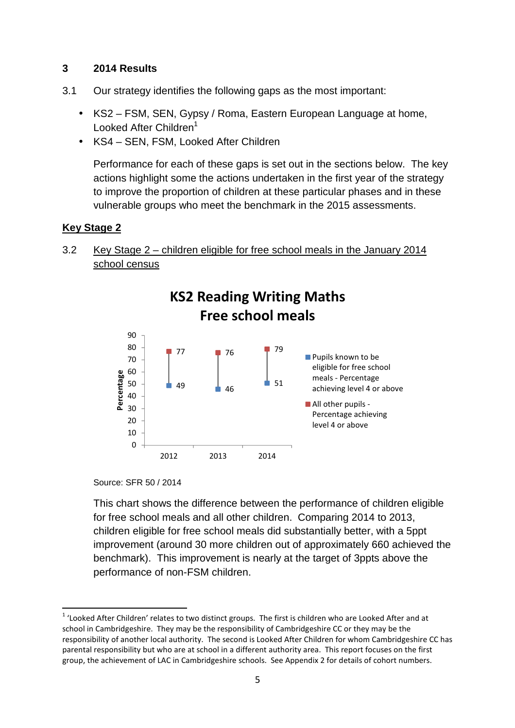## 3 2014 Results

3.1 Our strategy identifies the following gaps as the most important:

- KS2 – FSM, SEN, Gypsy / Roma, Eastern European Language at home, Looked After Children[1]
- KS4 – SEN, FSM, Looked After Children

Performance for each of these gaps is set out in the sections below. The key actions highlight some the actions undertaken in the first year of the strategy to improve the proportion of children at these particular phases and in these vulnerable groups who meet the benchmark in the 2015 assessments.

### Key Stage 2

3.2 Key Stage 2 – children eligible for free school meals in the January 2014 school census

**KS2 Reading Writing Maths Free school meals**

| Year | Pupils known to be eligible for free school meals - Percentage achieving level 4 or above | All other pupils - Percentage achieving level 4 or above |
|---|---|---|
| 2012 | 49 | 77 |
| 2013 | 46 | 76 |
| 2014 | 51 | 79 |

Source: SFR 50 / 2014

This chart shows the difference between the performance of children eligible for free school meals and all other children. Comparing 2014 to 2013, children eligible for free school meals did substantially better, with a 5ppt improvement (around 30 more children out of approximately 660 achieved the benchmark). This improvement is nearly at the target of 3ppts above the performance of non-FSM children.

---

[1] 'Looked After Children' relates to two distinct groups. The first is children who are Looked After and at school in Cambridgeshire. They may be the responsibility of Cambridgeshire CC or they may be the responsibility of another local authority. The second is Looked After Children for whom Cambridgeshire CC has parental responsibility but who are at school in a different authority area. This report focuses on the first group, the achievement of LAC in Cambridgeshire schools. See Appendix 2 for details of cohort numbers.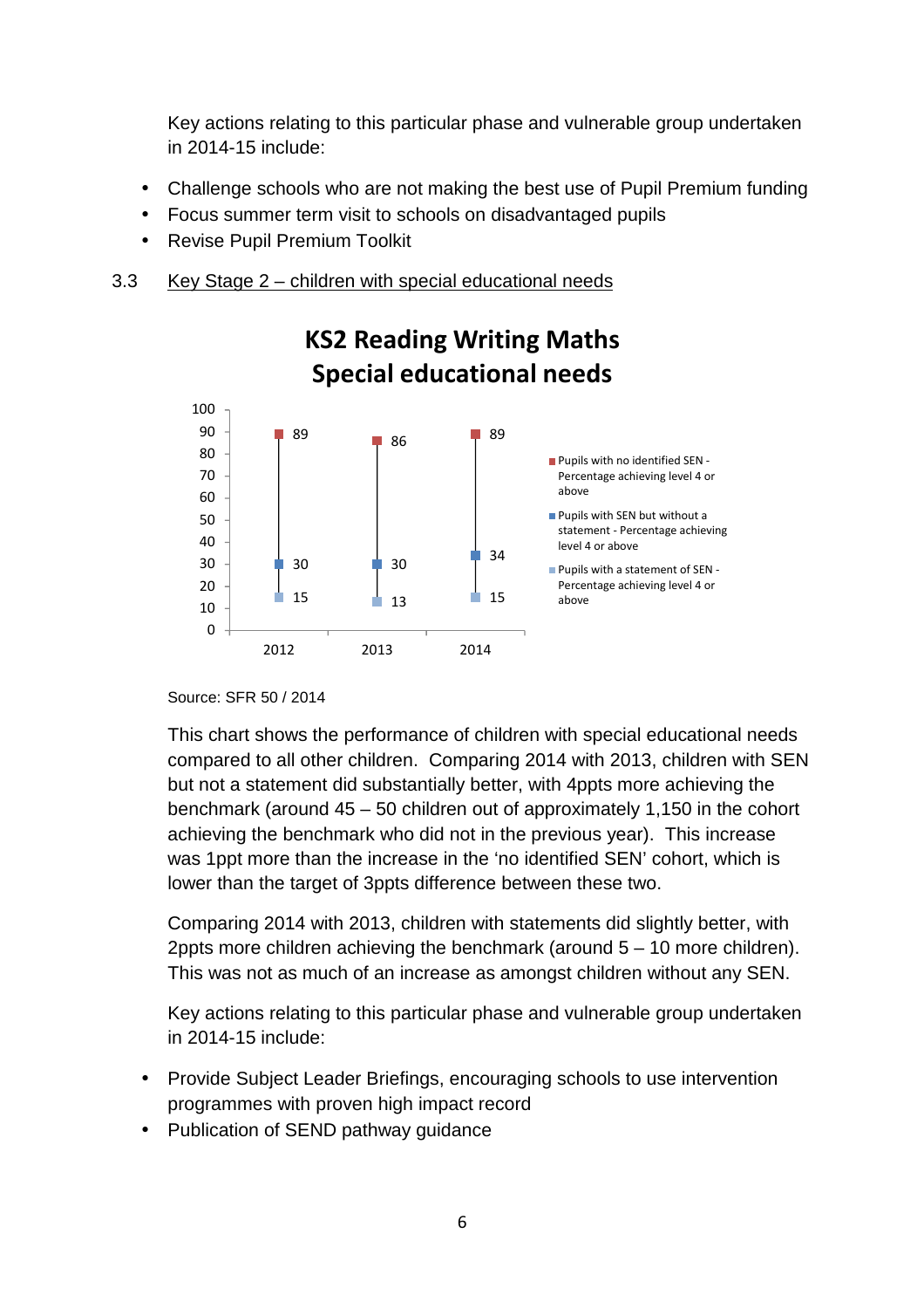Key actions relating to this particular phase and vulnerable group undertaken in 2014-15 include:

- Challenge schools who are not making the best use of Pupil Premium funding
- Focus summer term visit to schools on disadvantaged pupils
- Revise Pupil Premium Toolkit

### 3.3 Key Stage 2 – children with special educational needs

**KS2 Reading Writing Maths Special educational needs**

| | 2012 | 2013 | 2014 |
|---|---|---|---|
| Pupils with no identified SEN - Percentage achieving level 4 or above | 89 | 86 | 89 |
| Pupils with SEN but without a statement - Percentage achieving level 4 or above | 30 | 30 | 34 |
| Pupils with a statement of SEN - Percentage achieving level 4 or above | 15 | 13 | 15 |

Source: SFR 50 / 2014

This chart shows the performance of children with special educational needs compared to all other children. Comparing 2014 with 2013, children with SEN but not a statement did substantially better, with 4ppts more achieving the benchmark (around 45 – 50 children out of approximately 1,150 in the cohort achieving the benchmark who did not in the previous year). This increase was 1ppt more than the increase in the 'no identified SEN' cohort, which is lower than the target of 3ppts difference between these two.

Comparing 2014 with 2013, children with statements did slightly better, with 2ppts more children achieving the benchmark (around 5 – 10 more children). This was not as much of an increase as amongst children without any SEN.

Key actions relating to this particular phase and vulnerable group undertaken in 2014-15 include:

- Provide Subject Leader Briefings, encouraging schools to use intervention programmes with proven high impact record
- Publication of SEND pathway guidance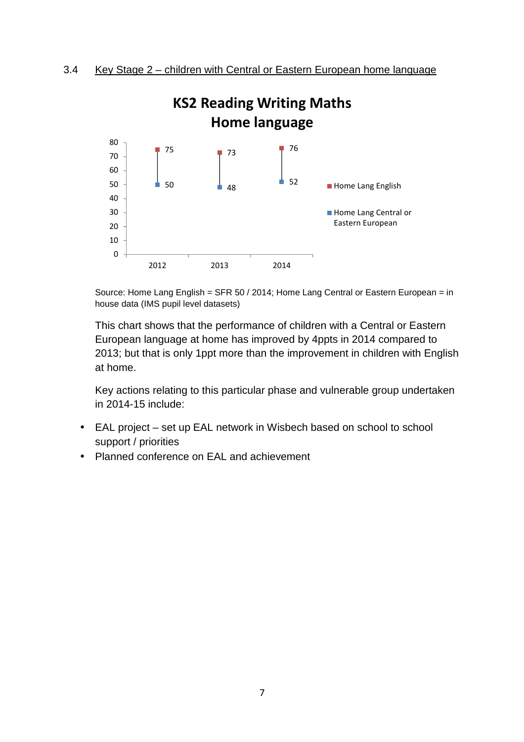### 3.4 Key Stage 2 – children with Central or Eastern European home language

**KS2 Reading Writing Maths**
**Home language**

| Year | Home Lang English | Home Lang Central or Eastern European |
|---|---|---|
| 2012 | 75 | 50 |
| 2013 | 73 | 48 |
| 2014 | 76 | 52 |

Source: Home Lang English = SFR 50 / 2014; Home Lang Central or Eastern European = in house data (IMS pupil level datasets)

This chart shows that the performance of children with a Central or Eastern European language at home has improved by 4ppts in 2014 compared to 2013; but that is only 1ppt more than the improvement in children with English at home.

Key actions relating to this particular phase and vulnerable group undertaken in 2014-15 include:

- EAL project – set up EAL network in Wisbech based on school to school support / priorities
- Planned conference on EAL and achievement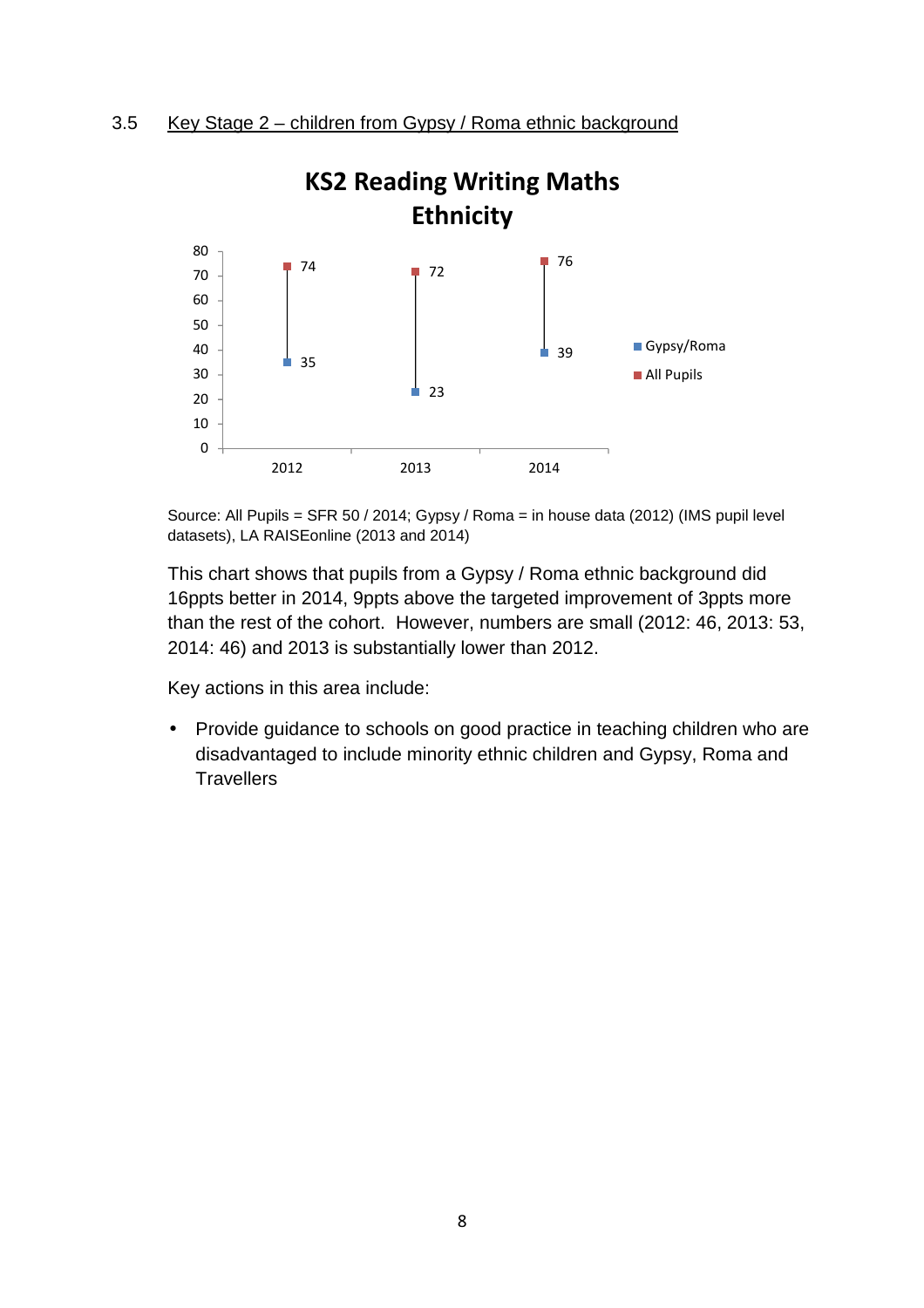### 3.5 Key Stage 2 – children from Gypsy / Roma ethnic background

**KS2 Reading Writing Maths Ethnicity**

| Year | Gypsy/Roma | All Pupils |
|---|---|---|
| 2012 | 35 | 74 |
| 2013 | 23 | 72 |
| 2014 | 39 | 76 |

Source: All Pupils = SFR 50 / 2014; Gypsy / Roma = in house data (2012) (IMS pupil level datasets), LA RAISEonline (2013 and 2014)

This chart shows that pupils from a Gypsy / Roma ethnic background did 16ppts better in 2014, 9ppts above the targeted improvement of 3ppts more than the rest of the cohort. However, numbers are small (2012: 46, 2013: 53, 2014: 46) and 2013 is substantially lower than 2012.

Key actions in this area include:

- Provide guidance to schools on good practice in teaching children who are disadvantaged to include minority ethnic children and Gypsy, Roma and Travellers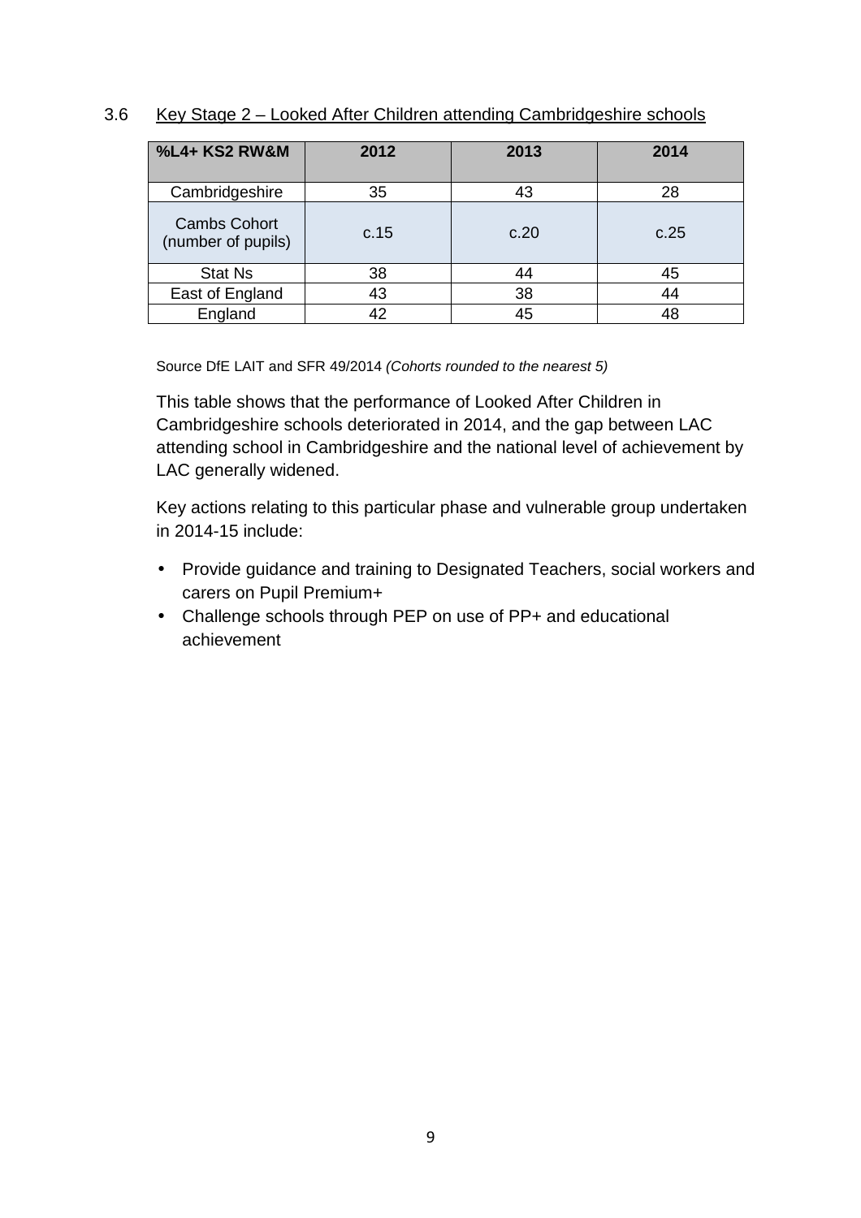### 3.6 Key Stage 2 – Looked After Children attending Cambridgeshire schools

| %L4+ KS2 RW&M | 2012 | 2013 | 2014 |
|---|---|---|---|
| Cambridgeshire | 35 | 43 | 28 |
| Cambs Cohort (number of pupils) | c.15 | c.20 | c.25 |
| Stat Ns | 38 | 44 | 45 |
| East of England | 43 | 38 | 44 |
| England | 42 | 45 | 48 |

Source DfE LAIT and SFR 49/2014 *(Cohorts rounded to the nearest 5)*

This table shows that the performance of Looked After Children in Cambridgeshire schools deteriorated in 2014, and the gap between LAC attending school in Cambridgeshire and the national level of achievement by LAC generally widened.

Key actions relating to this particular phase and vulnerable group undertaken in 2014-15 include:

- Provide guidance and training to Designated Teachers, social workers and carers on Pupil Premium+
- Challenge schools through PEP on use of PP+ and educational achievement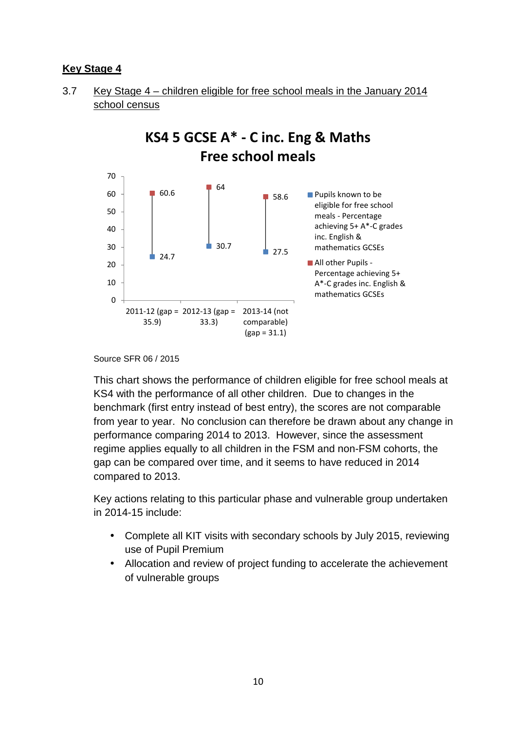## Key Stage 4

3.7 Key Stage 4 – children eligible for free school meals in the January 2014 school census

**KS4 5 GCSE A* - C inc. Eng & Maths**
**Free school meals**

| | Pupils known to be eligible for free school meals - Percentage achieving 5+ A*-C grades inc. English & mathematics GCSEs | All other Pupils - Percentage achieving 5+ A*-C grades inc. English & mathematics GCSEs |
|---|---|---|
| 2011-12 (gap = 35.9) | 24.7 | 60.6 |
| 2012-13 (gap = 33.3) | 30.7 | 64 |
| 2013-14 (not comparable) (gap = 31.1) | 27.5 | 58.6 |

Source SFR 06 / 2015

This chart shows the performance of children eligible for free school meals at KS4 with the performance of all other children. Due to changes in the benchmark (first entry instead of best entry), the scores are not comparable from year to year. No conclusion can therefore be drawn about any change in performance comparing 2014 to 2013. However, since the assessment regime applies equally to all children in the FSM and non-FSM cohorts, the gap can be compared over time, and it seems to have reduced in 2014 compared to 2013.

Key actions relating to this particular phase and vulnerable group undertaken in 2014-15 include:

- Complete all KIT visits with secondary schools by July 2015, reviewing use of Pupil Premium
- Allocation and review of project funding to accelerate the achievement of vulnerable groups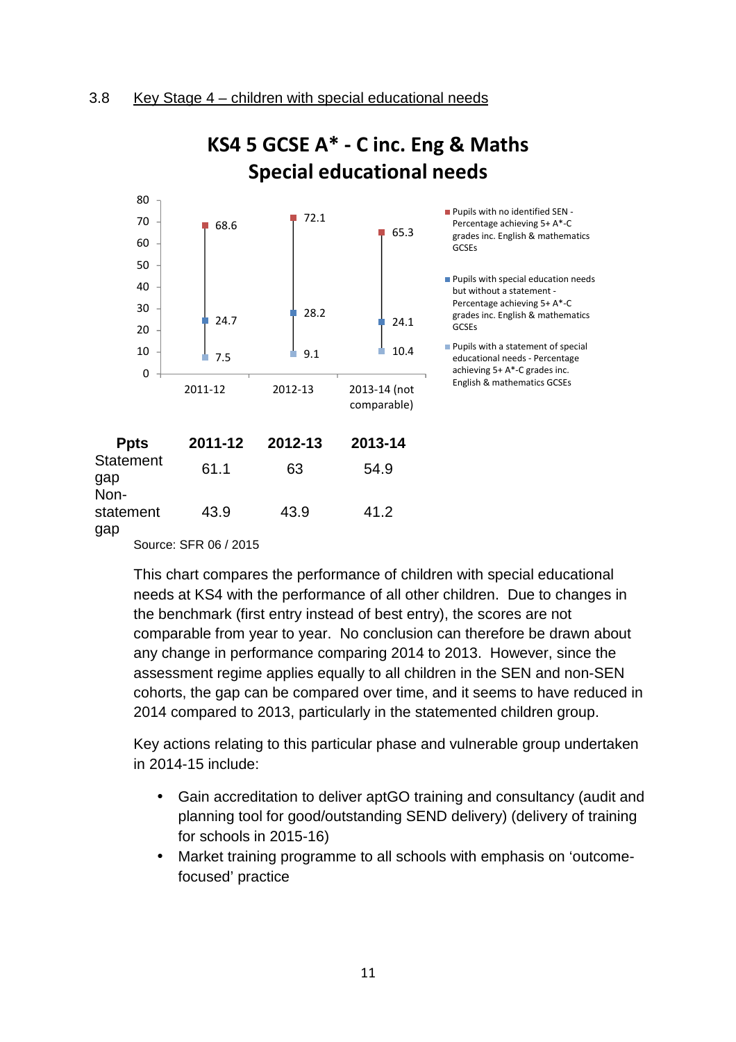3.8 Key Stage 4 – children with special educational needs

**KS4 5 GCSE A* - C inc. Eng & Maths Special educational needs**

| | 2011-12 | 2012-13 | 2013-14 (not comparable) |
|---|---|---|---|
| Pupils with no identified SEN - Percentage achieving 5+ A*-C grades inc. English & mathematics GCSEs | 68.6 | 72.1 | 65.3 |
| Pupils with special education needs but without a statement - Percentage achieving 5+ A*-C grades inc. English & mathematics GCSEs | 24.7 | 28.2 | 24.1 |
| Pupils with a statement of special educational needs - Percentage achieving 5+ A*-C grades inc. English & mathematics GCSEs | 7.5 | 9.1 | 10.4 |

| Ppts | 2011-12 | 2012-13 | 2013-14 |
|---|---|---|---|
| Statement gap | 61.1 | 63 | 54.9 |
| Non-statement gap | 43.9 | 43.9 | 41.2 |

Source: SFR 06 / 2015

This chart compares the performance of children with special educational needs at KS4 with the performance of all other children. Due to changes in the benchmark (first entry instead of best entry), the scores are not comparable from year to year. No conclusion can therefore be drawn about any change in performance comparing 2014 to 2013. However, since the assessment regime applies equally to all children in the SEN and non-SEN cohorts, the gap can be compared over time, and it seems to have reduced in 2014 compared to 2013, particularly in the statemented children group.

Key actions relating to this particular phase and vulnerable group undertaken in 2014-15 include:

- Gain accreditation to deliver aptGO training and consultancy (audit and planning tool for good/outstanding SEND delivery) (delivery of training for schools in 2015-16)
- Market training programme to all schools with emphasis on 'outcome-focused' practice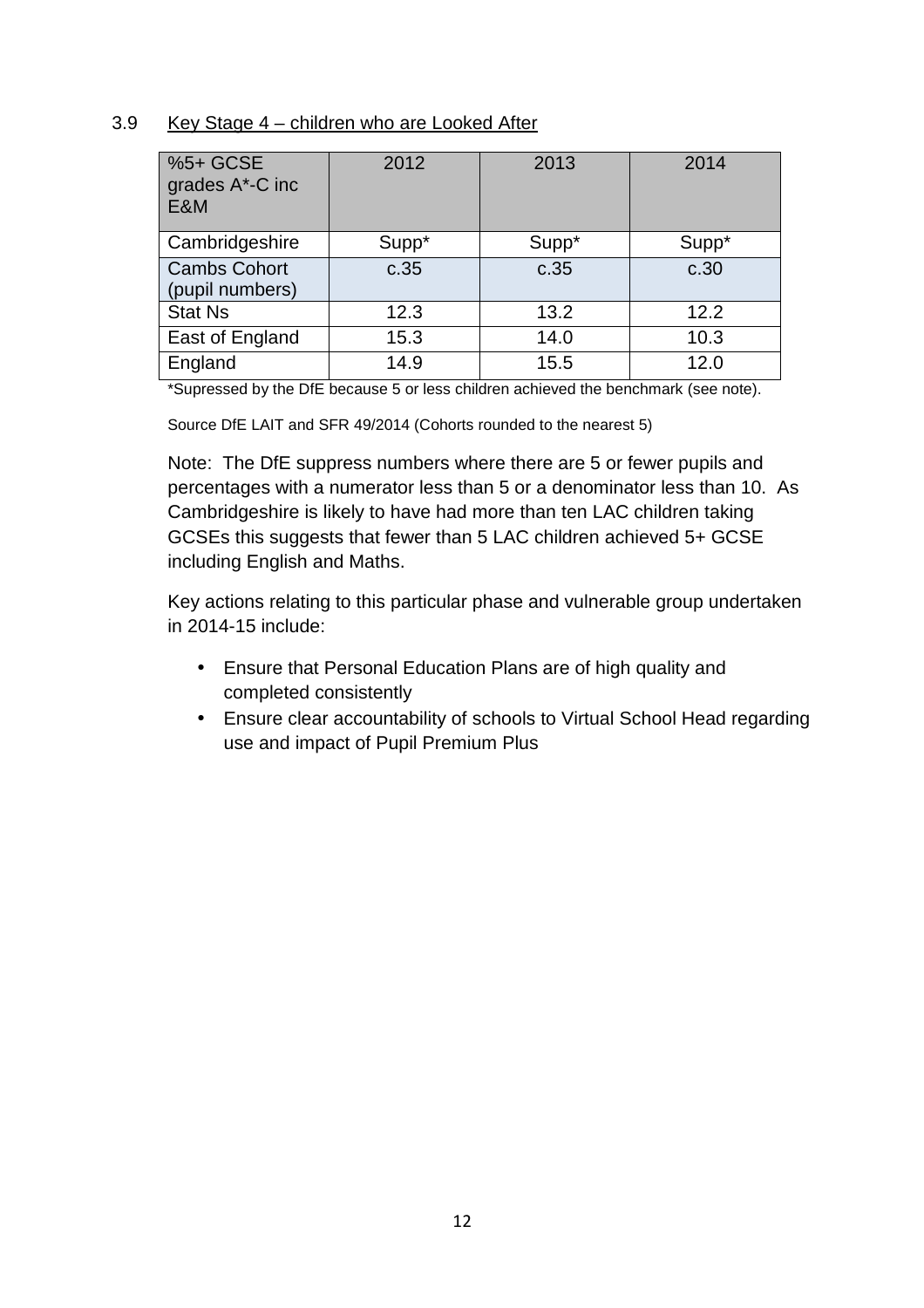### 3.9 Key Stage 4 – children who are Looked After

| %5+ GCSE grades A*-C inc E&M | 2012 | 2013 | 2014 |
|---|---|---|---|
| Cambridgeshire | Supp* | Supp* | Supp* |
| Cambs Cohort (pupil numbers) | c.35 | c.35 | c.30 |
| Stat Ns | 12.3 | 13.2 | 12.2 |
| East of England | 15.3 | 14.0 | 10.3 |
| England | 14.9 | 15.5 | 12.0 |

*Supressed by the DfE because 5 or less children achieved the benchmark (see note).

Source DfE LAIT and SFR 49/2014 (Cohorts rounded to the nearest 5)

Note: The DfE suppress numbers where there are 5 or fewer pupils and percentages with a numerator less than 5 or a denominator less than 10. As Cambridgeshire is likely to have had more than ten LAC children taking GCSEs this suggests that fewer than 5 LAC children achieved 5+ GCSE including English and Maths.

Key actions relating to this particular phase and vulnerable group undertaken in 2014-15 include:

- Ensure that Personal Education Plans are of high quality and completed consistently
- Ensure clear accountability of schools to Virtual School Head regarding use and impact of Pupil Premium Plus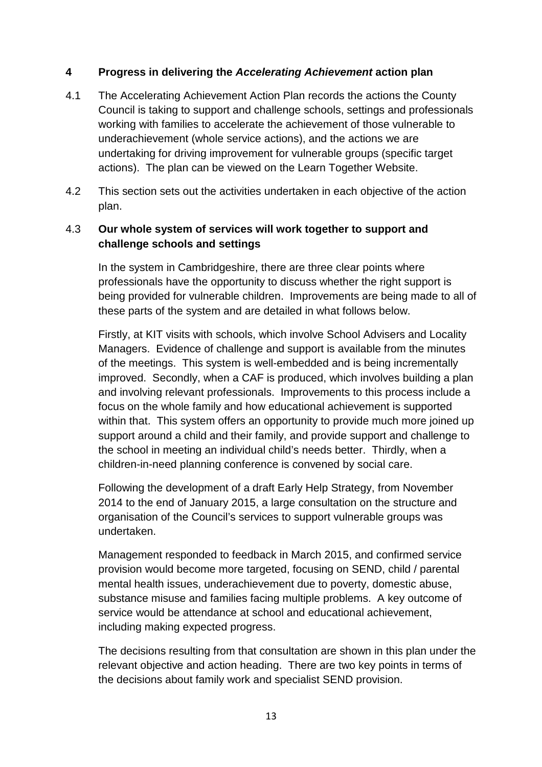## 4 Progress in delivering the *Accelerating Achievement* action plan

4.1 The Accelerating Achievement Action Plan records the actions the County Council is taking to support and challenge schools, settings and professionals working with families to accelerate the achievement of those vulnerable to underachievement (whole service actions), and the actions we are undertaking for driving improvement for vulnerable groups (specific target actions). The plan can be viewed on the Learn Together Website.

4.2 This section sets out the activities undertaken in each objective of the action plan.

### 4.3 Our whole system of services will work together to support and challenge schools and settings

In the system in Cambridgeshire, there are three clear points where professionals have the opportunity to discuss whether the right support is being provided for vulnerable children. Improvements are being made to all of these parts of the system and are detailed in what follows below.

Firstly, at KIT visits with schools, which involve School Advisers and Locality Managers. Evidence of challenge and support is available from the minutes of the meetings. This system is well-embedded and is being incrementally improved. Secondly, when a CAF is produced, which involves building a plan and involving relevant professionals. Improvements to this process include a focus on the whole family and how educational achievement is supported within that. This system offers an opportunity to provide much more joined up support around a child and their family, and provide support and challenge to the school in meeting an individual child's needs better. Thirdly, when a children-in-need planning conference is convened by social care.

Following the development of a draft Early Help Strategy, from November 2014 to the end of January 2015, a large consultation on the structure and organisation of the Council's services to support vulnerable groups was undertaken.

Management responded to feedback in March 2015, and confirmed service provision would become more targeted, focusing on SEND, child / parental mental health issues, underachievement due to poverty, domestic abuse, substance misuse and families facing multiple problems. A key outcome of service would be attendance at school and educational achievement, including making expected progress.

The decisions resulting from that consultation are shown in this plan under the relevant objective and action heading. There are two key points in terms of the decisions about family work and specialist SEND provision.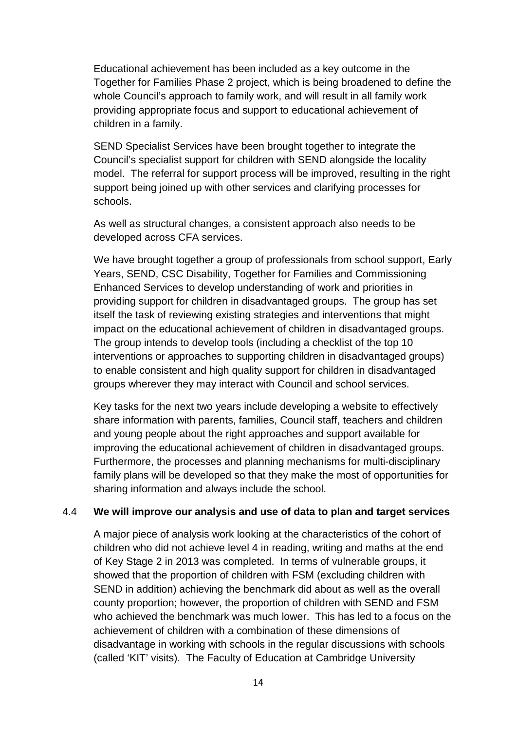Educational achievement has been included as a key outcome in the Together for Families Phase 2 project, which is being broadened to define the whole Council's approach to family work, and will result in all family work providing appropriate focus and support to educational achievement of children in a family.

SEND Specialist Services have been brought together to integrate the Council's specialist support for children with SEND alongside the locality model. The referral for support process will be improved, resulting in the right support being joined up with other services and clarifying processes for schools.

As well as structural changes, a consistent approach also needs to be developed across CFA services.

We have brought together a group of professionals from school support, Early Years, SEND, CSC Disability, Together for Families and Commissioning Enhanced Services to develop understanding of work and priorities in providing support for children in disadvantaged groups. The group has set itself the task of reviewing existing strategies and interventions that might impact on the educational achievement of children in disadvantaged groups. The group intends to develop tools (including a checklist of the top 10 interventions or approaches to supporting children in disadvantaged groups) to enable consistent and high quality support for children in disadvantaged groups wherever they may interact with Council and school services.

Key tasks for the next two years include developing a website to effectively share information with parents, families, Council staff, teachers and children and young people about the right approaches and support available for improving the educational achievement of children in disadvantaged groups. Furthermore, the processes and planning mechanisms for multi-disciplinary family plans will be developed so that they make the most of opportunities for sharing information and always include the school.

4.4 **We will improve our analysis and use of data to plan and target services**

A major piece of analysis work looking at the characteristics of the cohort of children who did not achieve level 4 in reading, writing and maths at the end of Key Stage 2 in 2013 was completed. In terms of vulnerable groups, it showed that the proportion of children with FSM (excluding children with SEND in addition) achieving the benchmark did about as well as the overall county proportion; however, the proportion of children with SEND and FSM who achieved the benchmark was much lower. This has led to a focus on the achievement of children with a combination of these dimensions of disadvantage in working with schools in the regular discussions with schools (called 'KIT' visits). The Faculty of Education at Cambridge University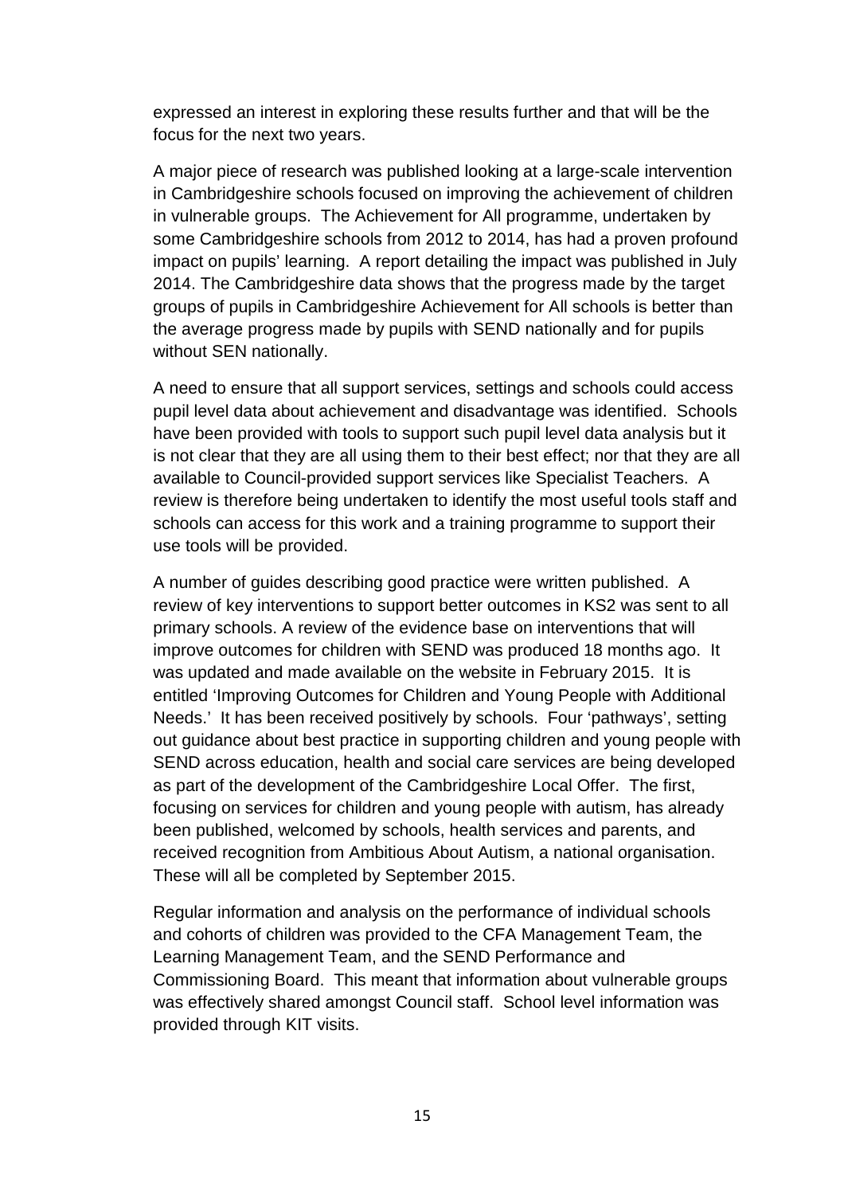expressed an interest in exploring these results further and that will be the focus for the next two years.

A major piece of research was published looking at a large-scale intervention in Cambridgeshire schools focused on improving the achievement of children in vulnerable groups. The Achievement for All programme, undertaken by some Cambridgeshire schools from 2012 to 2014, has had a proven profound impact on pupils' learning. A report detailing the impact was published in July 2014. The Cambridgeshire data shows that the progress made by the target groups of pupils in Cambridgeshire Achievement for All schools is better than the average progress made by pupils with SEND nationally and for pupils without SEN nationally.

A need to ensure that all support services, settings and schools could access pupil level data about achievement and disadvantage was identified. Schools have been provided with tools to support such pupil level data analysis but it is not clear that they are all using them to their best effect; nor that they are all available to Council-provided support services like Specialist Teachers. A review is therefore being undertaken to identify the most useful tools staff and schools can access for this work and a training programme to support their use tools will be provided.

A number of guides describing good practice were written published. A review of key interventions to support better outcomes in KS2 was sent to all primary schools. A review of the evidence base on interventions that will improve outcomes for children with SEND was produced 18 months ago. It was updated and made available on the website in February 2015. It is entitled 'Improving Outcomes for Children and Young People with Additional Needs.' It has been received positively by schools. Four 'pathways', setting out guidance about best practice in supporting children and young people with SEND across education, health and social care services are being developed as part of the development of the Cambridgeshire Local Offer. The first, focusing on services for children and young people with autism, has already been published, welcomed by schools, health services and parents, and received recognition from Ambitious About Autism, a national organisation. These will all be completed by September 2015.

Regular information and analysis on the performance of individual schools and cohorts of children was provided to the CFA Management Team, the Learning Management Team, and the SEND Performance and Commissioning Board. This meant that information about vulnerable groups was effectively shared amongst Council staff. School level information was provided through KIT visits.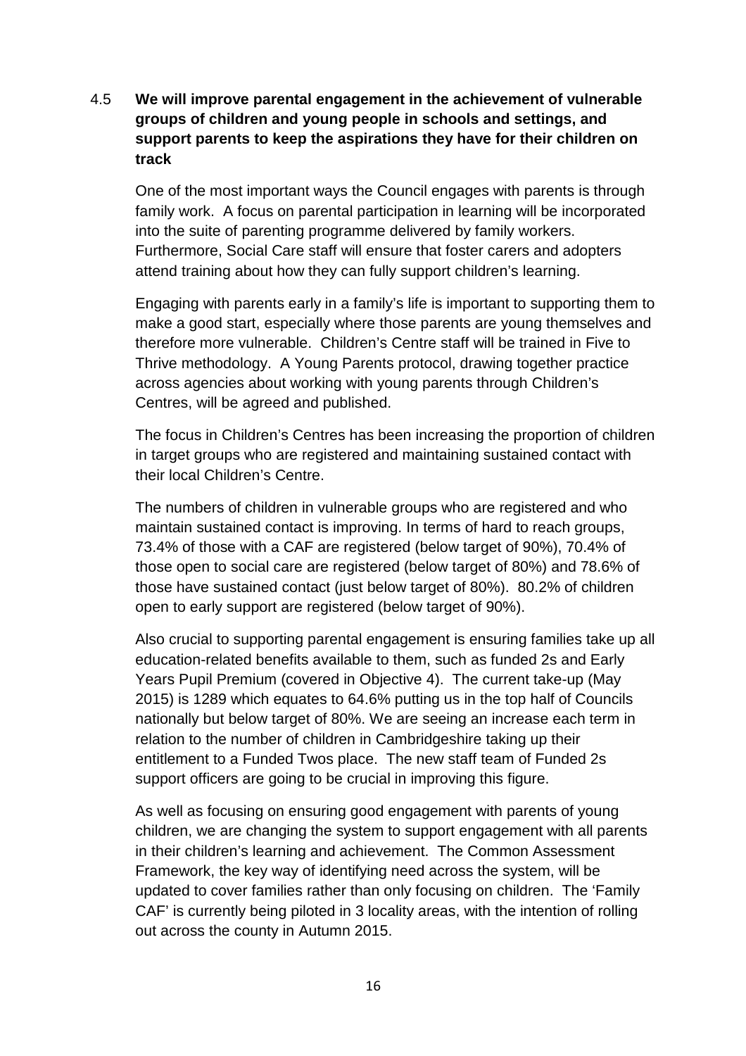### 4.5 We will improve parental engagement in the achievement of vulnerable groups of children and young people in schools and settings, and support parents to keep the aspirations they have for their children on track

One of the most important ways the Council engages with parents is through family work. A focus on parental participation in learning will be incorporated into the suite of parenting programme delivered by family workers. Furthermore, Social Care staff will ensure that foster carers and adopters attend training about how they can fully support children's learning.

Engaging with parents early in a family's life is important to supporting them to make a good start, especially where those parents are young themselves and therefore more vulnerable. Children's Centre staff will be trained in Five to Thrive methodology. A Young Parents protocol, drawing together practice across agencies about working with young parents through Children's Centres, will be agreed and published.

The focus in Children's Centres has been increasing the proportion of children in target groups who are registered and maintaining sustained contact with their local Children's Centre.

The numbers of children in vulnerable groups who are registered and who maintain sustained contact is improving. In terms of hard to reach groups, 73.4% of those with a CAF are registered (below target of 90%), 70.4% of those open to social care are registered (below target of 80%) and 78.6% of those have sustained contact (just below target of 80%). 80.2% of children open to early support are registered (below target of 90%).

Also crucial to supporting parental engagement is ensuring families take up all education-related benefits available to them, such as funded 2s and Early Years Pupil Premium (covered in Objective 4). The current take-up (May 2015) is 1289 which equates to 64.6% putting us in the top half of Councils nationally but below target of 80%. We are seeing an increase each term in relation to the number of children in Cambridgeshire taking up their entitlement to a Funded Twos place. The new staff team of Funded 2s support officers are going to be crucial in improving this figure.

As well as focusing on ensuring good engagement with parents of young children, we are changing the system to support engagement with all parents in their children's learning and achievement. The Common Assessment Framework, the key way of identifying need across the system, will be updated to cover families rather than only focusing on children. The 'Family CAF' is currently being piloted in 3 locality areas, with the intention of rolling out across the county in Autumn 2015.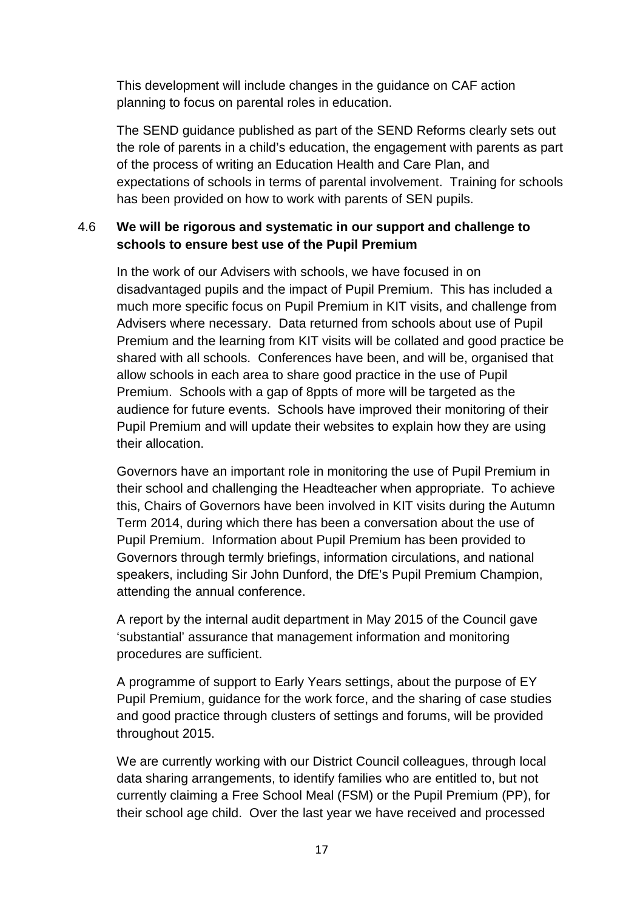This development will include changes in the guidance on CAF action planning to focus on parental roles in education.

The SEND guidance published as part of the SEND Reforms clearly sets out the role of parents in a child's education, the engagement with parents as part of the process of writing an Education Health and Care Plan, and expectations of schools in terms of parental involvement. Training for schools has been provided on how to work with parents of SEN pupils.

4.6 **We will be rigorous and systematic in our support and challenge to schools to ensure best use of the Pupil Premium**

In the work of our Advisers with schools, we have focused in on disadvantaged pupils and the impact of Pupil Premium. This has included a much more specific focus on Pupil Premium in KIT visits, and challenge from Advisers where necessary. Data returned from schools about use of Pupil Premium and the learning from KIT visits will be collated and good practice be shared with all schools. Conferences have been, and will be, organised that allow schools in each area to share good practice in the use of Pupil Premium. Schools with a gap of 8ppts of more will be targeted as the audience for future events. Schools have improved their monitoring of their Pupil Premium and will update their websites to explain how they are using their allocation.

Governors have an important role in monitoring the use of Pupil Premium in their school and challenging the Headteacher when appropriate. To achieve this, Chairs of Governors have been involved in KIT visits during the Autumn Term 2014, during which there has been a conversation about the use of Pupil Premium. Information about Pupil Premium has been provided to Governors through termly briefings, information circulations, and national speakers, including Sir John Dunford, the DfE's Pupil Premium Champion, attending the annual conference.

A report by the internal audit department in May 2015 of the Council gave 'substantial' assurance that management information and monitoring procedures are sufficient.

A programme of support to Early Years settings, about the purpose of EY Pupil Premium, guidance for the work force, and the sharing of case studies and good practice through clusters of settings and forums, will be provided throughout 2015.

We are currently working with our District Council colleagues, through local data sharing arrangements, to identify families who are entitled to, but not currently claiming a Free School Meal (FSM) or the Pupil Premium (PP), for their school age child. Over the last year we have received and processed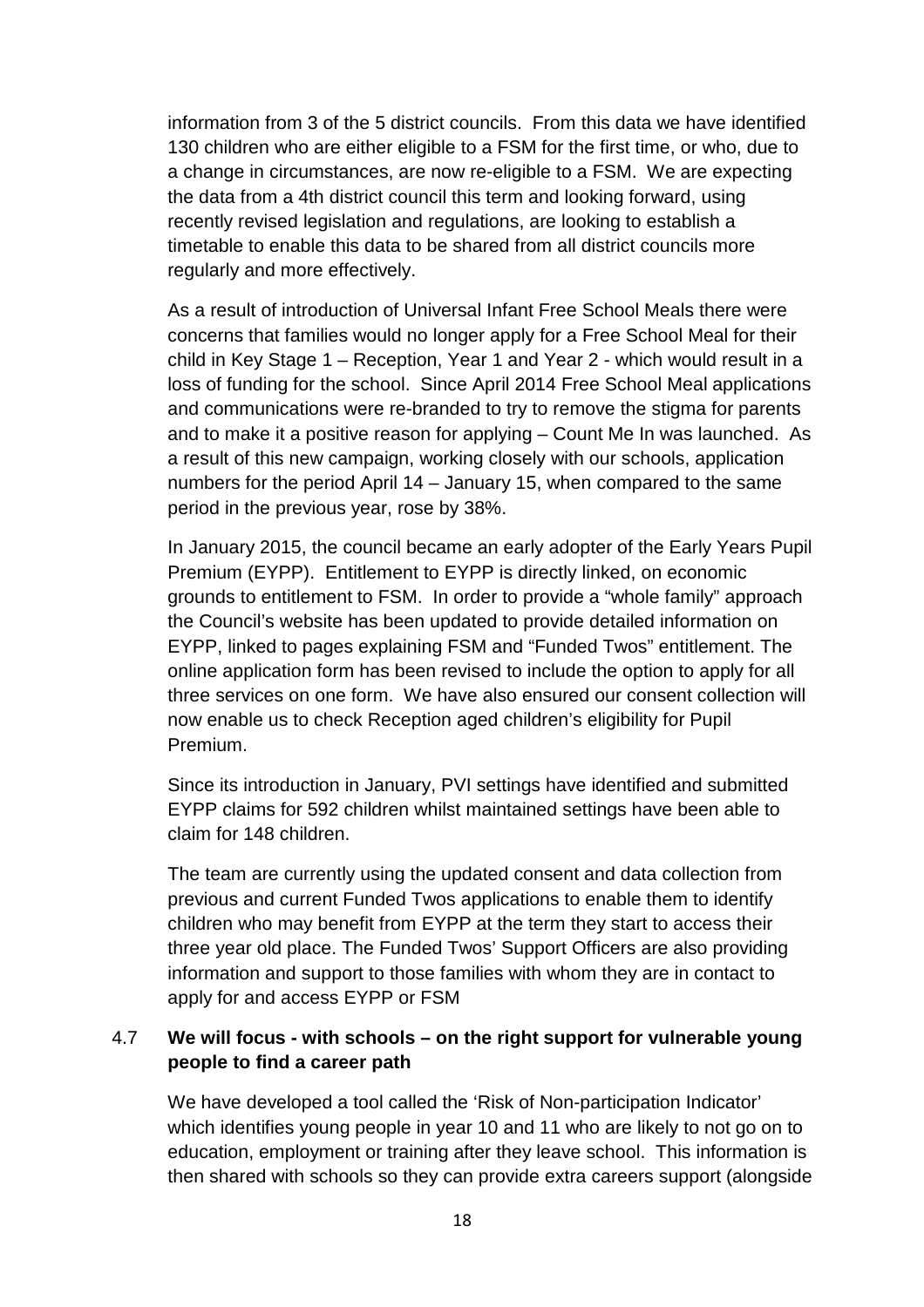information from 3 of the 5 district councils. From this data we have identified 130 children who are either eligible to a FSM for the first time, or who, due to a change in circumstances, are now re-eligible to a FSM. We are expecting the data from a 4th district council this term and looking forward, using recently revised legislation and regulations, are looking to establish a timetable to enable this data to be shared from all district councils more regularly and more effectively.

As a result of introduction of Universal Infant Free School Meals there were concerns that families would no longer apply for a Free School Meal for their child in Key Stage 1 – Reception, Year 1 and Year 2 - which would result in a loss of funding for the school. Since April 2014 Free School Meal applications and communications were re-branded to try to remove the stigma for parents and to make it a positive reason for applying – Count Me In was launched. As a result of this new campaign, working closely with our schools, application numbers for the period April 14 – January 15, when compared to the same period in the previous year, rose by 38%.

In January 2015, the council became an early adopter of the Early Years Pupil Premium (EYPP). Entitlement to EYPP is directly linked, on economic grounds to entitlement to FSM. In order to provide a "whole family" approach the Council's website has been updated to provide detailed information on EYPP, linked to pages explaining FSM and "Funded Twos" entitlement. The online application form has been revised to include the option to apply for all three services on one form. We have also ensured our consent collection will now enable us to check Reception aged children's eligibility for Pupil Premium.

Since its introduction in January, PVI settings have identified and submitted EYPP claims for 592 children whilst maintained settings have been able to claim for 148 children.

The team are currently using the updated consent and data collection from previous and current Funded Twos applications to enable them to identify children who may benefit from EYPP at the term they start to access their three year old place. The Funded Twos' Support Officers are also providing information and support to those families with whom they are in contact to apply for and access EYPP or FSM

### 4.7 We will focus - with schools – on the right support for vulnerable young people to find a career path

We have developed a tool called the 'Risk of Non-participation Indicator' which identifies young people in year 10 and 11 who are likely to not go on to education, employment or training after they leave school. This information is then shared with schools so they can provide extra careers support (alongside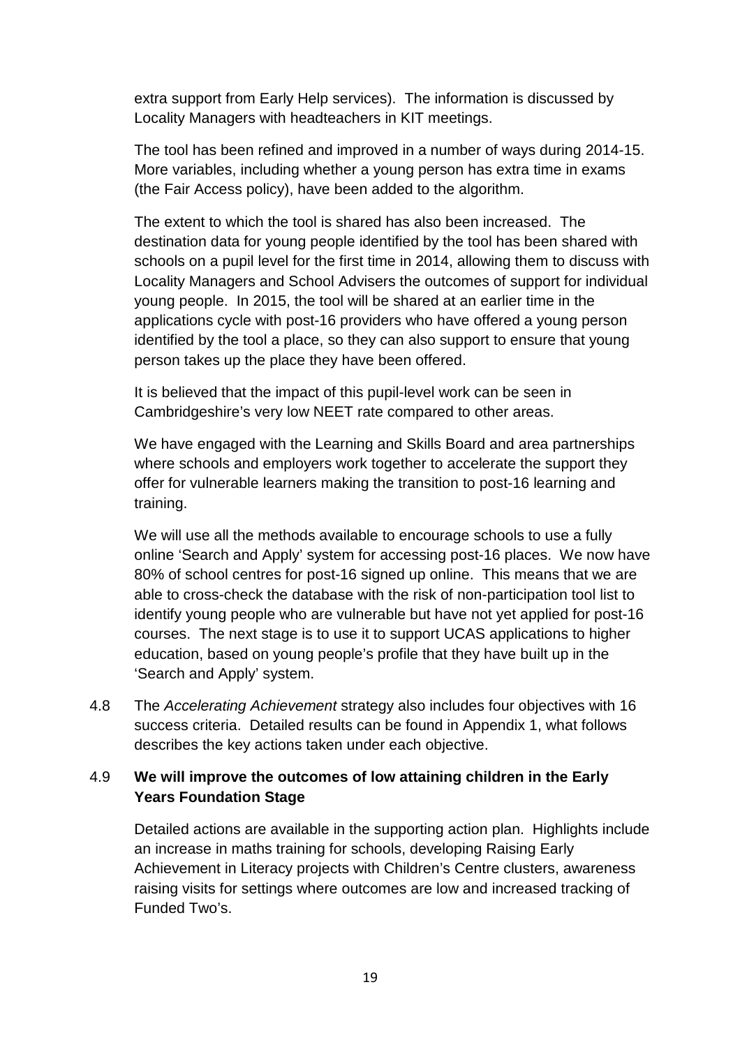extra support from Early Help services). The information is discussed by Locality Managers with headteachers in KIT meetings.

The tool has been refined and improved in a number of ways during 2014-15. More variables, including whether a young person has extra time in exams (the Fair Access policy), have been added to the algorithm.

The extent to which the tool is shared has also been increased. The destination data for young people identified by the tool has been shared with schools on a pupil level for the first time in 2014, allowing them to discuss with Locality Managers and School Advisers the outcomes of support for individual young people. In 2015, the tool will be shared at an earlier time in the applications cycle with post-16 providers who have offered a young person identified by the tool a place, so they can also support to ensure that young person takes up the place they have been offered.

It is believed that the impact of this pupil-level work can be seen in Cambridgeshire's very low NEET rate compared to other areas.

We have engaged with the Learning and Skills Board and area partnerships where schools and employers work together to accelerate the support they offer for vulnerable learners making the transition to post-16 learning and training.

We will use all the methods available to encourage schools to use a fully online 'Search and Apply' system for accessing post-16 places. We now have 80% of school centres for post-16 signed up online. This means that we are able to cross-check the database with the risk of non-participation tool list to identify young people who are vulnerable but have not yet applied for post-16 courses. The next stage is to use it to support UCAS applications to higher education, based on young people's profile that they have built up in the 'Search and Apply' system.

4.8 The *Accelerating Achievement* strategy also includes four objectives with 16 success criteria. Detailed results can be found in Appendix 1, what follows describes the key actions taken under each objective.

**4.9 We will improve the outcomes of low attaining children in the Early Years Foundation Stage**

Detailed actions are available in the supporting action plan. Highlights include an increase in maths training for schools, developing Raising Early Achievement in Literacy projects with Children's Centre clusters, awareness raising visits for settings where outcomes are low and increased tracking of Funded Two's.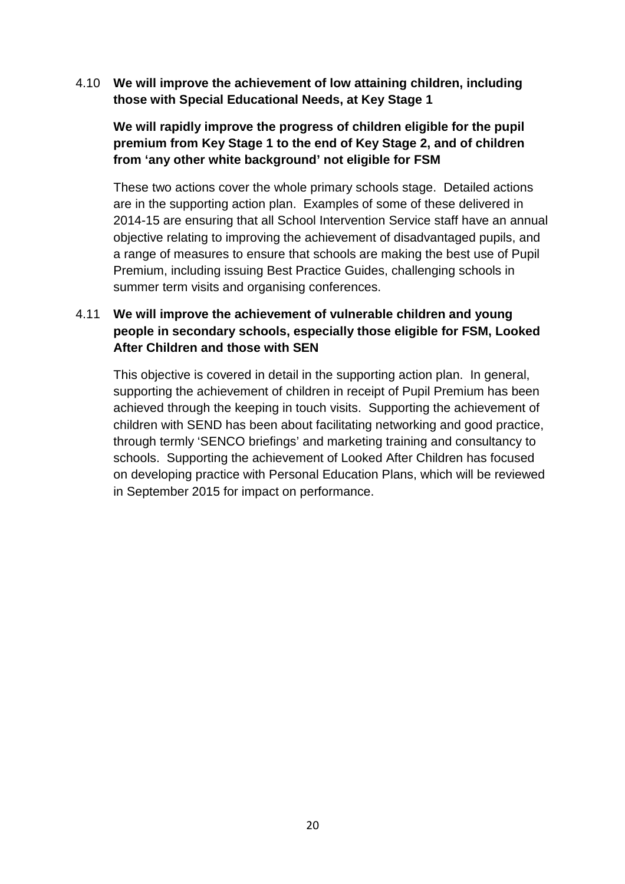4.10 **We will improve the achievement of low attaining children, including those with Special Educational Needs, at Key Stage 1**

**We will rapidly improve the progress of children eligible for the pupil premium from Key Stage 1 to the end of Key Stage 2, and of children from 'any other white background' not eligible for FSM**

These two actions cover the whole primary schools stage. Detailed actions are in the supporting action plan. Examples of some of these delivered in 2014-15 are ensuring that all School Intervention Service staff have an annual objective relating to improving the achievement of disadvantaged pupils, and a range of measures to ensure that schools are making the best use of Pupil Premium, including issuing Best Practice Guides, challenging schools in summer term visits and organising conferences.

4.11 **We will improve the achievement of vulnerable children and young people in secondary schools, especially those eligible for FSM, Looked After Children and those with SEN**

This objective is covered in detail in the supporting action plan. In general, supporting the achievement of children in receipt of Pupil Premium has been achieved through the keeping in touch visits. Supporting the achievement of children with SEND has been about facilitating networking and good practice, through termly 'SENCO briefings' and marketing training and consultancy to schools. Supporting the achievement of Looked After Children has focused on developing practice with Personal Education Plans, which will be reviewed in September 2015 for impact on performance.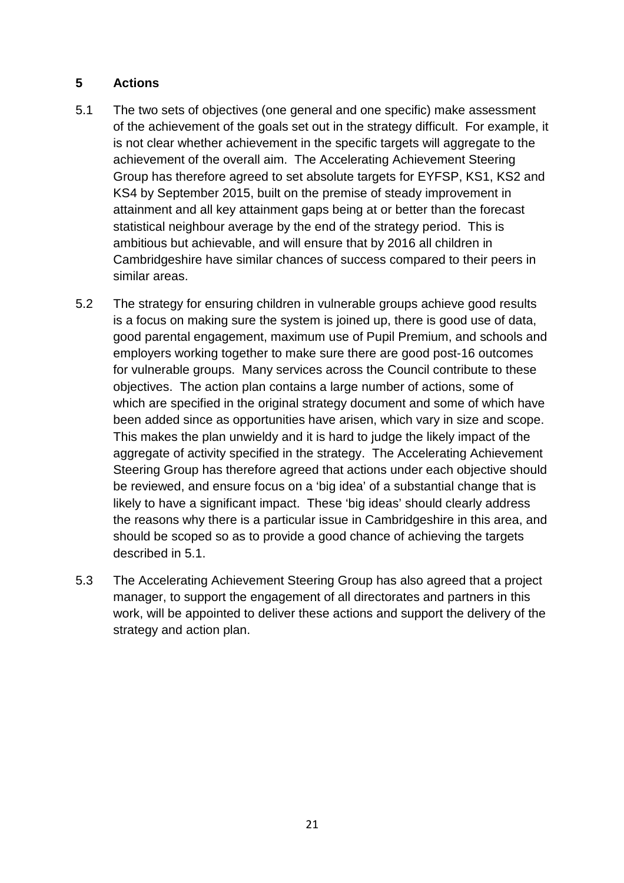## 5 Actions

5.1 The two sets of objectives (one general and one specific) make assessment of the achievement of the goals set out in the strategy difficult. For example, it is not clear whether achievement in the specific targets will aggregate to the achievement of the overall aim. The Accelerating Achievement Steering Group has therefore agreed to set absolute targets for EYFSP, KS1, KS2 and KS4 by September 2015, built on the premise of steady improvement in attainment and all key attainment gaps being at or better than the forecast statistical neighbour average by the end of the strategy period. This is ambitious but achievable, and will ensure that by 2016 all children in Cambridgeshire have similar chances of success compared to their peers in similar areas.

5.2 The strategy for ensuring children in vulnerable groups achieve good results is a focus on making sure the system is joined up, there is good use of data, good parental engagement, maximum use of Pupil Premium, and schools and employers working together to make sure there are good post-16 outcomes for vulnerable groups. Many services across the Council contribute to these objectives. The action plan contains a large number of actions, some of which are specified in the original strategy document and some of which have been added since as opportunities have arisen, which vary in size and scope. This makes the plan unwieldy and it is hard to judge the likely impact of the aggregate of activity specified in the strategy. The Accelerating Achievement Steering Group has therefore agreed that actions under each objective should be reviewed, and ensure focus on a 'big idea' of a substantial change that is likely to have a significant impact. These 'big ideas' should clearly address the reasons why there is a particular issue in Cambridgeshire in this area, and should be scoped so as to provide a good chance of achieving the targets described in 5.1.

5.3 The Accelerating Achievement Steering Group has also agreed that a project manager, to support the engagement of all directorates and partners in this work, will be appointed to deliver these actions and support the delivery of the strategy and action plan.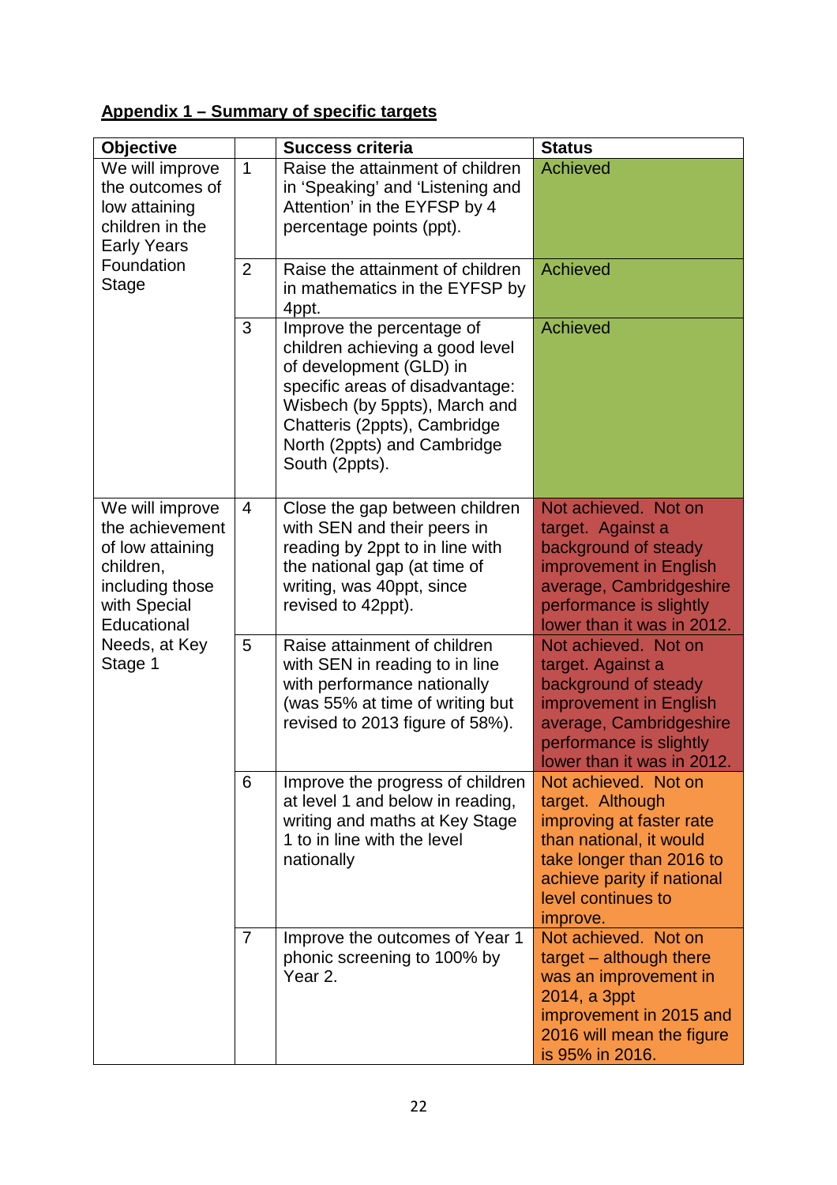**Appendix 1 – Summary of specific targets**

| Objective | | Success criteria | Status |
|---|---|---|---|
| We will improve the outcomes of low attaining children in the Early Years Foundation Stage | 1 | Raise the attainment of children in 'Speaking' and 'Listening and Attention' in the EYFSP by 4 percentage points (ppt). | Achieved |
| | 2 | Raise the attainment of children in mathematics in the EYFSP by 4ppt. | Achieved |
| | 3 | Improve the percentage of children achieving a good level of development (GLD) in specific areas of disadvantage: Wisbech (by 5ppts), March and Chatteris (2ppts), Cambridge North (2ppts) and Cambridge South (2ppts). | Achieved |
| We will improve the achievement of low attaining children, including those with Special Educational Needs, at Key Stage 1 | 4 | Close the gap between children with SEN and their peers in reading by 2ppt to in line with the national gap (at time of writing, was 40ppt, since revised to 42ppt). | Not achieved. Not on target. Against a background of steady improvement in English average, Cambridgeshire performance is slightly lower than it was in 2012. |
| | 5 | Raise attainment of children with SEN in reading to in line with performance nationally (was 55% at time of writing but revised to 2013 figure of 58%). | Not achieved. Not on target. Against a background of steady improvement in English average, Cambridgeshire performance is slightly lower than it was in 2012. |
| | 6 | Improve the progress of children at level 1 and below in reading, writing and maths at Key Stage 1 to in line with the level nationally | Not achieved. Not on target. Although improving at faster rate than national, it would take longer than 2016 to achieve parity if national level continues to improve. |
| | 7 | Improve the outcomes of Year 1 phonic screening to 100% by Year 2. | Not achieved. Not on target – although there was an improvement in 2014, a 3ppt improvement in 2015 and 2016 will mean the figure is 95% in 2016. |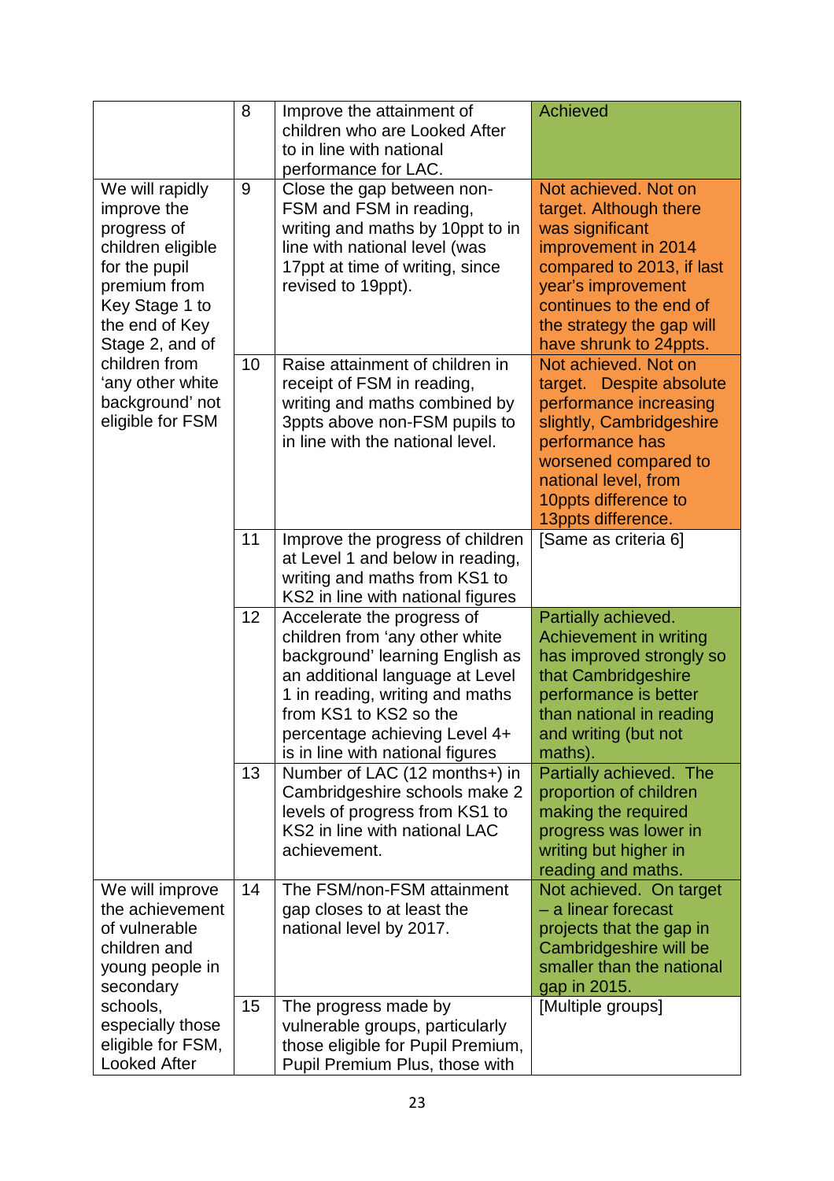| | | | |
|---|---|---|---|
| | 8 | Improve the attainment of children who are Looked After to in line with national performance for LAC. | Achieved |
| We will rapidly improve the progress of children eligible for the pupil premium from Key Stage 1 to the end of Key Stage 2, and of children from 'any other white background' not eligible for FSM | 9 | Close the gap between non-FSM and FSM in reading, writing and maths by 10ppt to in line with national level (was 17ppt at time of writing, since revised to 19ppt). | Not achieved. Not on target. Although there was significant improvement in 2014 compared to 2013, if last year's improvement continues to the end of the strategy the gap will have shrunk to 24ppts. |
| | 10 | Raise attainment of children in receipt of FSM in reading, writing and maths combined by 3ppts above non-FSM pupils to in line with the national level. | Not achieved. Not on target. Despite absolute performance increasing slightly, Cambridgeshire performance has worsened compared to national level, from 10ppts difference to 13ppts difference. |
| | 11 | Improve the progress of children at Level 1 and below in reading, writing and maths from KS1 to KS2 in line with national figures | [Same as criteria 6] |
| | 12 | Accelerate the progress of children from 'any other white background' learning English as an additional language at Level 1 in reading, writing and maths from KS1 to KS2 so the percentage achieving Level 4+ is in line with national figures | Partially achieved. Achievement in writing has improved strongly so that Cambridgeshire performance is better than national in reading and writing (but not maths). |
| | 13 | Number of LAC (12 months+) in Cambridgeshire schools make 2 levels of progress from KS1 to KS2 in line with national LAC achievement. | Partially achieved. The proportion of children making the required progress was lower in writing but higher in reading and maths. |
| We will improve the achievement of vulnerable children and young people in secondary schools, especially those eligible for FSM, Looked After | 14 | The FSM/non-FSM attainment gap closes to at least the national level by 2017. | Not achieved. On target – a linear forecast projects that the gap in Cambridgeshire will be smaller than the national gap in 2015. |
| | 15 | The progress made by vulnerable groups, particularly those eligible for Pupil Premium, Pupil Premium Plus, those with | [Multiple groups] |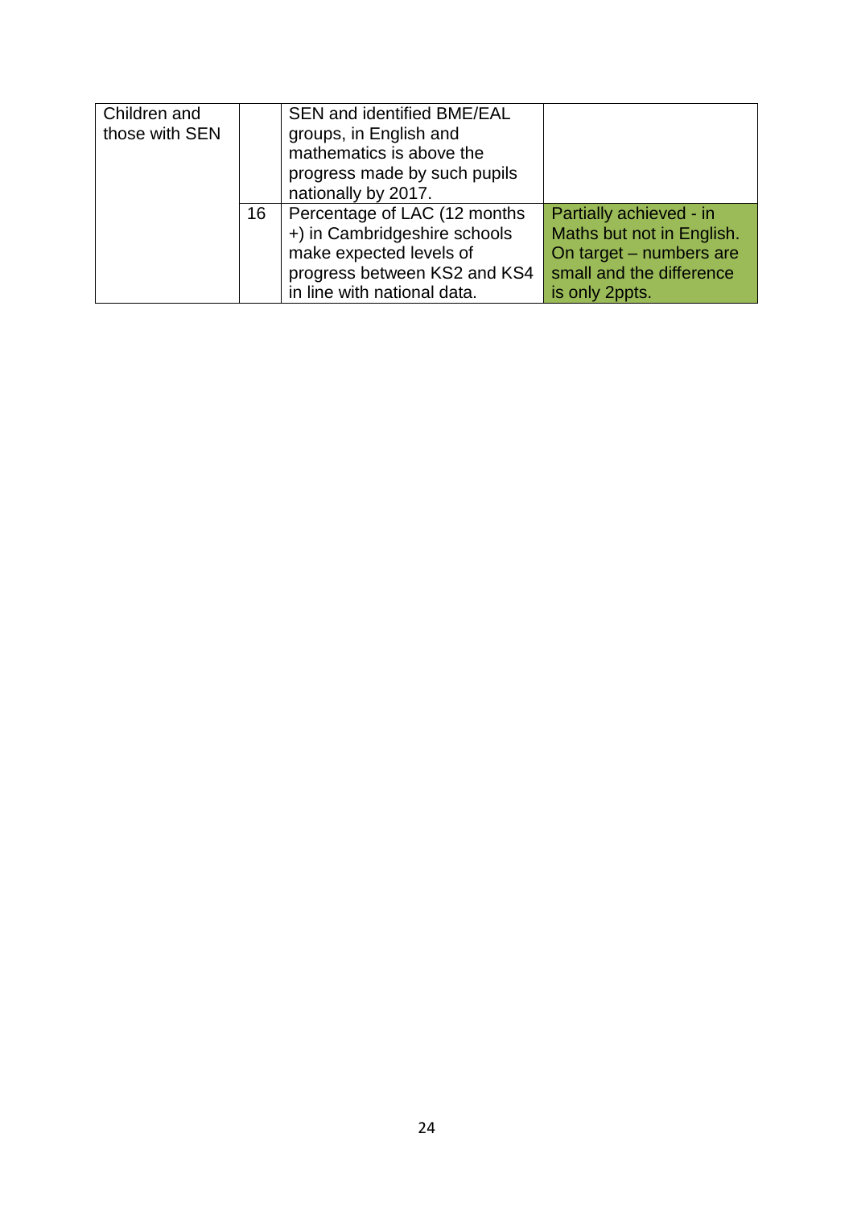| | | | |
|---|---|---|---|
| Children and those with SEN | | SEN and identified BME/EAL groups, in English and mathematics is above the progress made by such pupils nationally by 2017. | |
| | 16 | Percentage of LAC (12 months +) in Cambridgeshire schools make expected levels of progress between KS2 and KS4 in line with national data. | Partially achieved - in Maths but not in English. On target – numbers are small and the difference is only 2ppts. |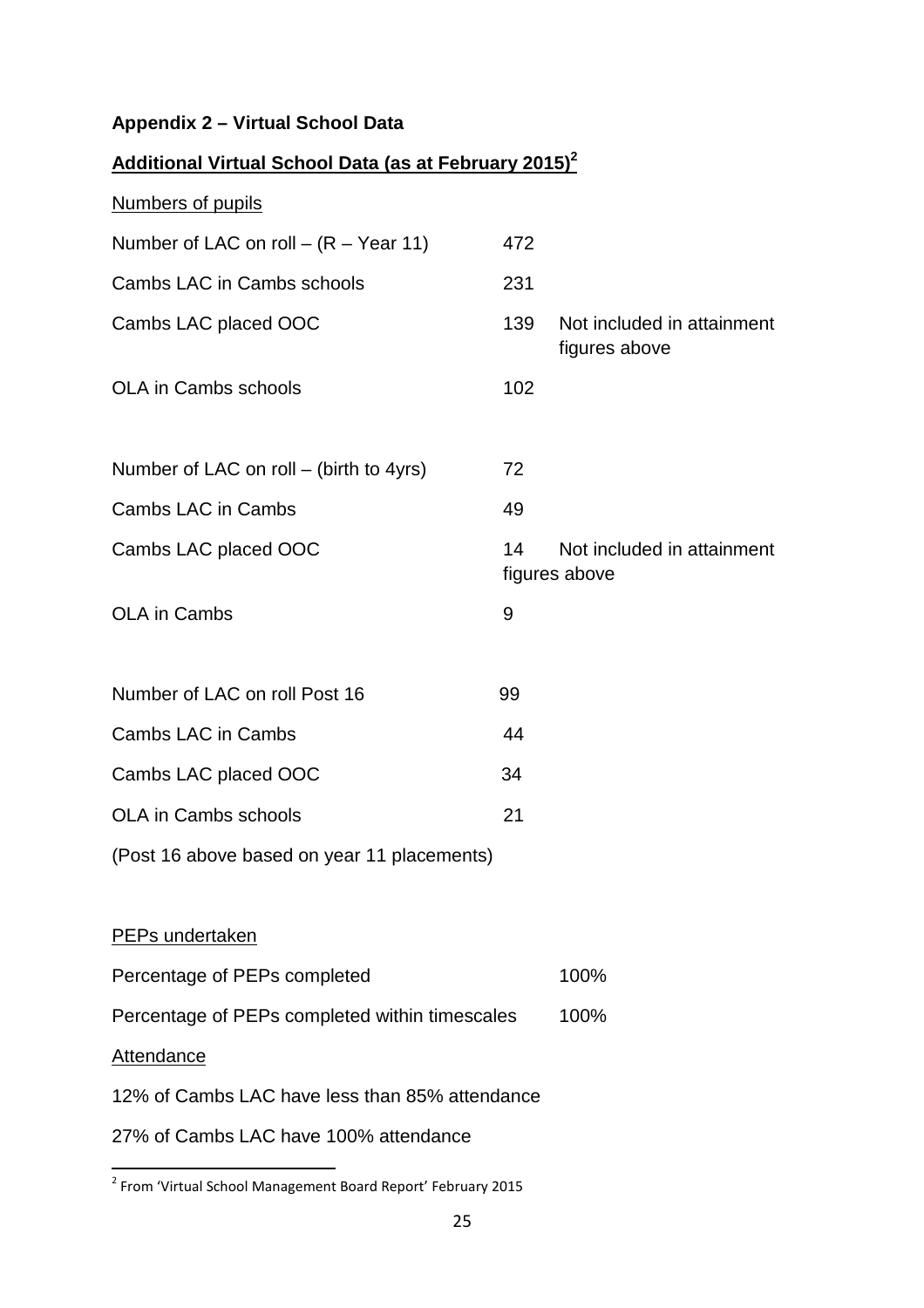**Appendix 2 – Virtual School Data**

**Additional Virtual School Data (as at February 2015)[2]**

Numbers of pupils

| | | |
|---|---|---|
| Number of LAC on roll – (R – Year 11) | 472 | |
| Cambs LAC in Cambs schools | 231 | |
| Cambs LAC placed OOC | 139 | Not included in attainment figures above |
| OLA in Cambs schools | 102 | |
| | | |
| Number of LAC on roll – (birth to 4yrs) | 72 | |
| Cambs LAC in Cambs | 49 | |
| Cambs LAC placed OOC | 14 | Not included in attainment figures above |
| OLA in Cambs | 9 | |
| | | |
| Number of LAC on roll Post 16 | 99 | |
| Cambs LAC in Cambs | 44 | |
| Cambs LAC placed OOC | 34 | |
| OLA in Cambs schools | 21 | |

(Post 16 above based on year 11 placements)

PEPs undertaken

| | |
|---|---|
| Percentage of PEPs completed | 100% |
| Percentage of PEPs completed within timescales | 100% |

Attendance

12% of Cambs LAC have less than 85% attendance

27% of Cambs LAC have 100% attendance

[2] From 'Virtual School Management Board Report' February 2015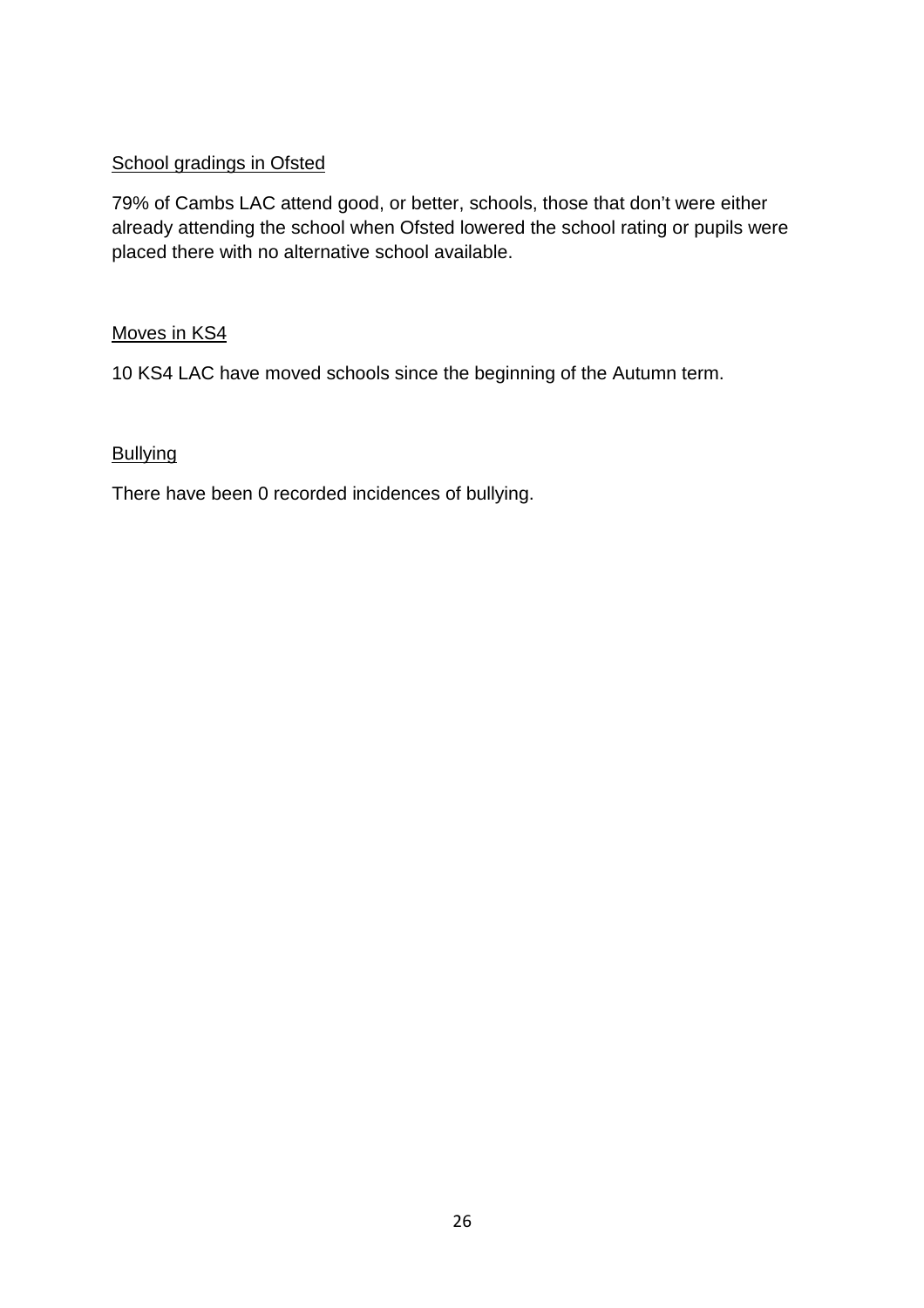<u>School gradings in Ofsted</u>

79% of Cambs LAC attend good, or better, schools, those that don’t were either already attending the school when Ofsted lowered the school rating or pupils were placed there with no alternative school available.

<u>Moves in KS4</u>

10 KS4 LAC have moved schools since the beginning of the Autumn term.

<u>Bullying</u>

There have been 0 recorded incidences of bullying.